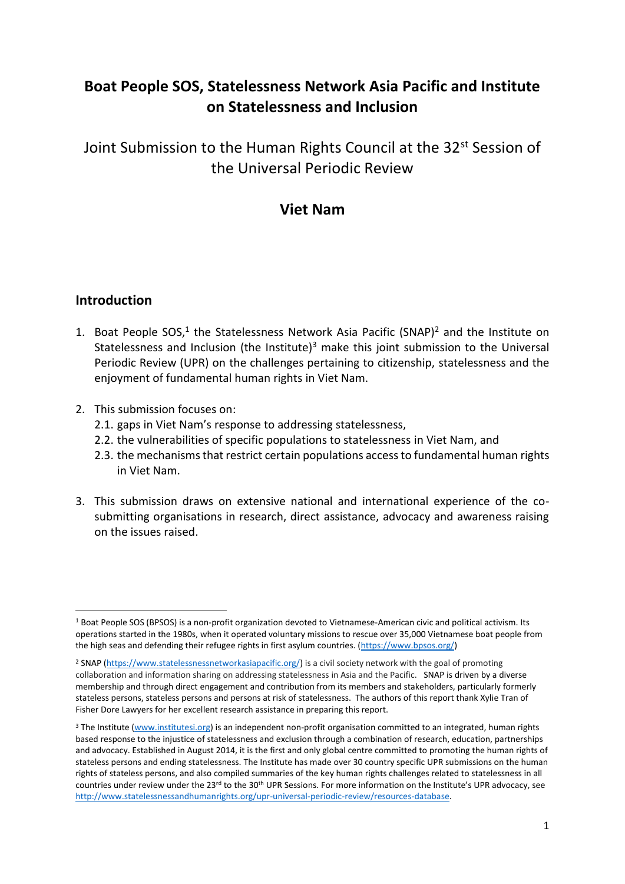# Boat People SOS, Statelessness Network Asia Pacific and Institute on Statelessness and Inclusion

## Joint Submission to the Human Rights Council at the 32nd Session of the Universal Periodic Review

## Viet Nam

## Introduction

1. Boat People SOS,[1] the Statelessness Network Asia Pacific (SNAP)[2] and the Institute on Statelessness and Inclusion (the Institute)[3] make this joint submission to the Universal Periodic Review (UPR) on the challenges pertaining to citizenship, statelessness and the enjoyment of fundamental human rights in Viet Nam.

2. This submission focuses on:
   2.1. gaps in Viet Nam's response to addressing statelessness,
   2.2. the vulnerabilities of specific populations to statelessness in Viet Nam, and
   2.3. the mechanisms that restrict certain populations access to fundamental human rights in Viet Nam.

3. This submission draws on extensive national and international experience of the co-submitting organisations in research, direct assistance, advocacy and awareness raising on the issues raised.

---

[1] Boat People SOS (BPSOS) is a non-profit organization devoted to Vietnamese-American civic and political activism. Its operations started in the 1980s, when it operated voluntary missions to rescue over 35,000 Vietnamese boat people from the high seas and defending their refugee rights in first asylum countries. (https://www.bpsos.org/)

[2] SNAP (https://www.statelessnessnetworkasiapacific.org/) is a civil society network with the goal of promoting collaboration and information sharing on addressing statelessness in Asia and the Pacific. SNAP is driven by a diverse membership and through direct engagement and contribution from its members and stakeholders, particularly formerly stateless persons, stateless persons and persons at risk of statelessness. The authors of this report thank Xylie Tran of Fisher Dore Lawyers for her excellent research assistance in preparing this report.

[3] The Institute (www.institutesi.org) is an independent non-profit organisation committed to an integrated, human rights based response to the injustice of statelessness and exclusion through a combination of research, education, partnerships and advocacy. Established in August 2014, it is the first and only global centre committed to promoting the human rights of stateless persons and ending statelessness. The Institute has made over 30 country specific UPR submissions on the human rights of stateless persons, and also compiled summaries of the key human rights challenges related to statelessness in all countries under review under the 23rd to the 30th UPR Sessions. For more information on the Institute's UPR advocacy, see http://www.statelessnessandhumanrights.org/upr-universal-periodic-review/resources-database.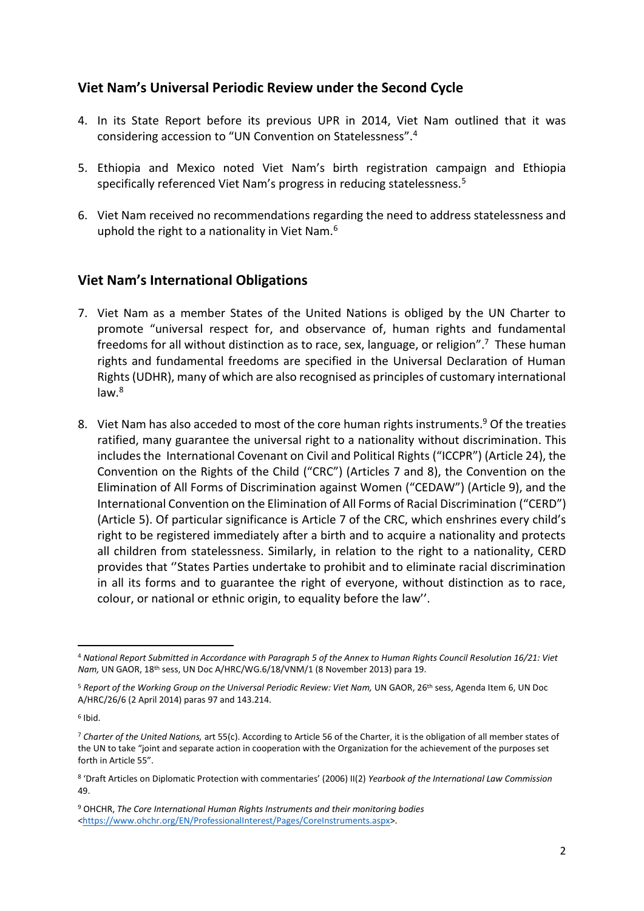## Viet Nam's Universal Periodic Review under the Second Cycle

4. In its State Report before its previous UPR in 2014, Viet Nam outlined that it was considering accession to "UN Convention on Statelessness".[4]

5. Ethiopia and Mexico noted Viet Nam's birth registration campaign and Ethiopia specifically referenced Viet Nam's progress in reducing statelessness.[5]

6. Viet Nam received no recommendations regarding the need to address statelessness and uphold the right to a nationality in Viet Nam.[6]

## Viet Nam's International Obligations

7. Viet Nam as a member States of the United Nations is obliged by the UN Charter to promote "universal respect for, and observance of, human rights and fundamental freedoms for all without distinction as to race, sex, language, or religion".[7] These human rights and fundamental freedoms are specified in the Universal Declaration of Human Rights (UDHR), many of which are also recognised as principles of customary international law.[8]

8. Viet Nam has also acceded to most of the core human rights instruments.[9] Of the treaties ratified, many guarantee the universal right to a nationality without discrimination. This includes the International Covenant on Civil and Political Rights ("ICCPR") (Article 24), the Convention on the Rights of the Child ("CRC") (Articles 7 and 8), the Convention on the Elimination of All Forms of Discrimination against Women ("CEDAW") (Article 9), and the International Convention on the Elimination of All Forms of Racial Discrimination ("CERD") (Article 5). Of particular significance is Article 7 of the CRC, which enshrines every child's right to be registered immediately after a birth and to acquire a nationality and protects all children from statelessness. Similarly, in relation to the right to a nationality, CERD provides that ''States Parties undertake to prohibit and to eliminate racial discrimination in all its forms and to guarantee the right of everyone, without distinction as to race, colour, or national or ethnic origin, to equality before the law''.

---

[4] *National Report Submitted in Accordance with Paragraph 5 of the Annex to Human Rights Council Resolution 16/21: Viet Nam,* UN GAOR, 18th sess, UN Doc A/HRC/WG.6/18/VNM/1 (8 November 2013) para 19.

[5] *Report of the Working Group on the Universal Periodic Review: Viet Nam,* UN GAOR, 26th sess, Agenda Item 6, UN Doc A/HRC/26/6 (2 April 2014) paras 97 and 143.214.

[6] Ibid.

[7] *Charter of the United Nations,* art 55(c). According to Article 56 of the Charter, it is the obligation of all member states of the UN to take "joint and separate action in cooperation with the Organization for the achievement of the purposes set forth in Article 55".

[8] 'Draft Articles on Diplomatic Protection with commentaries' (2006) II(2) *Yearbook of the International Law Commission* 49.

[9] OHCHR, *The Core International Human Rights Instruments and their monitoring bodies* <https://www.ohchr.org/EN/ProfessionalInterest/Pages/CoreInstruments.aspx>.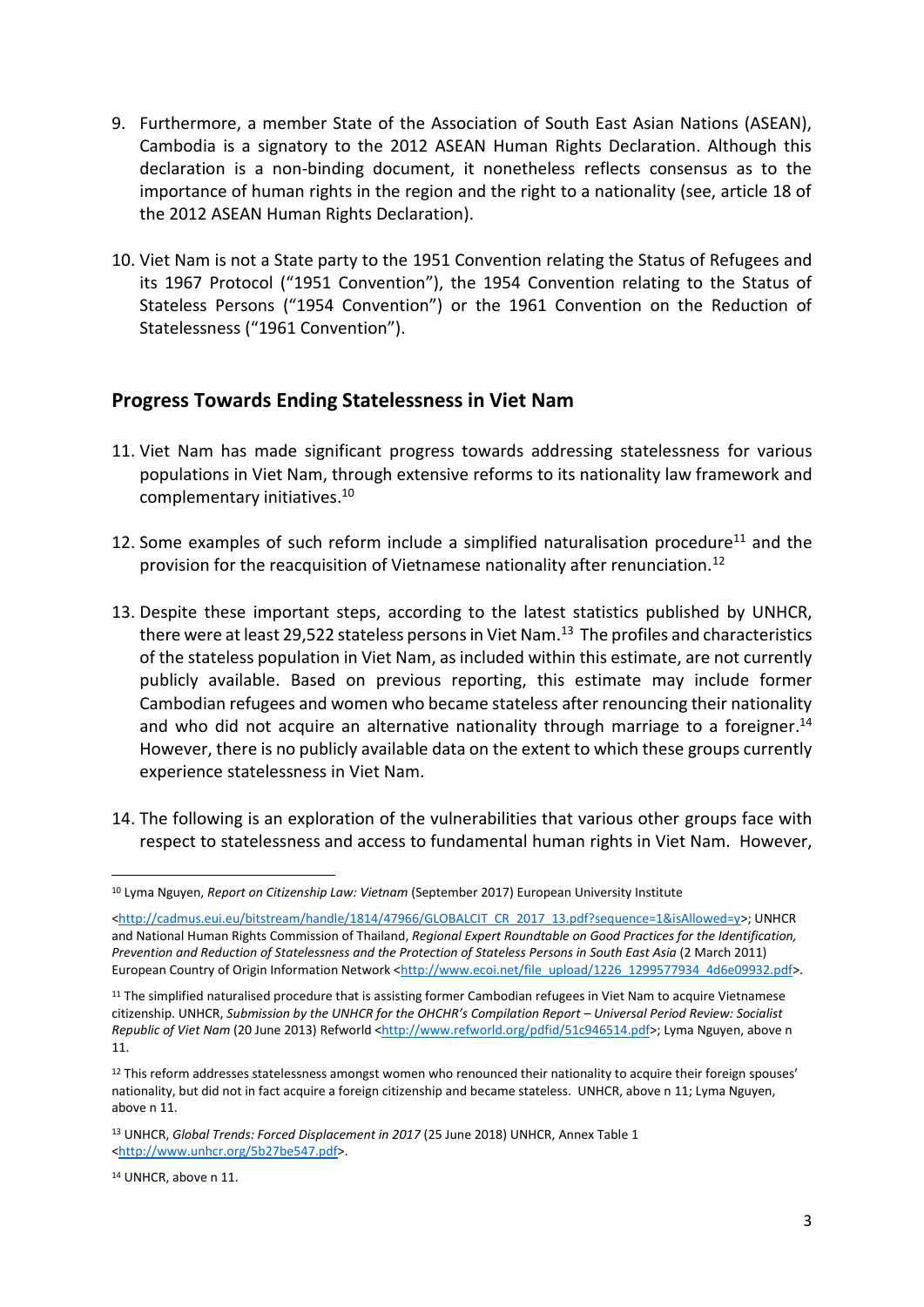9. Furthermore, a member State of the Association of South East Asian Nations (ASEAN), Cambodia is a signatory to the 2012 ASEAN Human Rights Declaration. Although this declaration is a non-binding document, it nonetheless reflects consensus as to the importance of human rights in the region and the right to a nationality (see, article 18 of the 2012 ASEAN Human Rights Declaration).

10. Viet Nam is not a State party to the 1951 Convention relating the Status of Refugees and its 1967 Protocol ("1951 Convention"), the 1954 Convention relating to the Status of Stateless Persons ("1954 Convention") or the 1961 Convention on the Reduction of Statelessness ("1961 Convention").

## Progress Towards Ending Statelessness in Viet Nam

11. Viet Nam has made significant progress towards addressing statelessness for various populations in Viet Nam, through extensive reforms to its nationality law framework and complementary initiatives.[10]

12. Some examples of such reform include a simplified naturalisation procedure[11] and the provision for the reacquisition of Vietnamese nationality after renunciation.[12]

13. Despite these important steps, according to the latest statistics published by UNHCR, there were at least 29,522 stateless persons in Viet Nam.[13] The profiles and characteristics of the stateless population in Viet Nam, as included within this estimate, are not currently publicly available. Based on previous reporting, this estimate may include former Cambodian refugees and women who became stateless after renouncing their nationality and who did not acquire an alternative nationality through marriage to a foreigner.[14] However, there is no publicly available data on the extent to which these groups currently experience statelessness in Viet Nam.

14. The following is an exploration of the vulnerabilities that various other groups face with respect to statelessness and access to fundamental human rights in Viet Nam. However,

---

[10] Lyma Nguyen, *Report on Citizenship Law: Vietnam* (September 2017) European University Institute <http://cadmus.eui.eu/bitstream/handle/1814/47966/GLOBALCIT_CR_2017_13.pdf?sequence=1&isAllowed=y>; UNHCR and National Human Rights Commission of Thailand, *Regional Expert Roundtable on Good Practices for the Identification, Prevention and Reduction of Statelessness and the Protection of Stateless Persons in South East Asia* (2 March 2011) European Country of Origin Information Network <http://www.ecoi.net/file_upload/1226_1299577934_4d6e09932.pdf>.

[11] The simplified naturalised procedure that is assisting former Cambodian refugees in Viet Nam to acquire Vietnamese citizenship. UNHCR, *Submission by the UNHCR for the OHCHR's Compilation Report – Universal Period Review: Socialist Republic of Viet Nam* (20 June 2013) Refworld <http://www.refworld.org/pdfid/51c946514.pdf>; Lyma Nguyen, above n 11.

[12] This reform addresses statelessness amongst women who renounced their nationality to acquire their foreign spouses' nationality, but did not in fact acquire a foreign citizenship and became stateless. UNHCR, above n 11; Lyma Nguyen, above n 11.

[13] UNHCR, *Global Trends: Forced Displacement in 2017* (25 June 2018) UNHCR, Annex Table 1 <http://www.unhcr.org/5b27be547.pdf>.

[14] UNHCR, above n 11.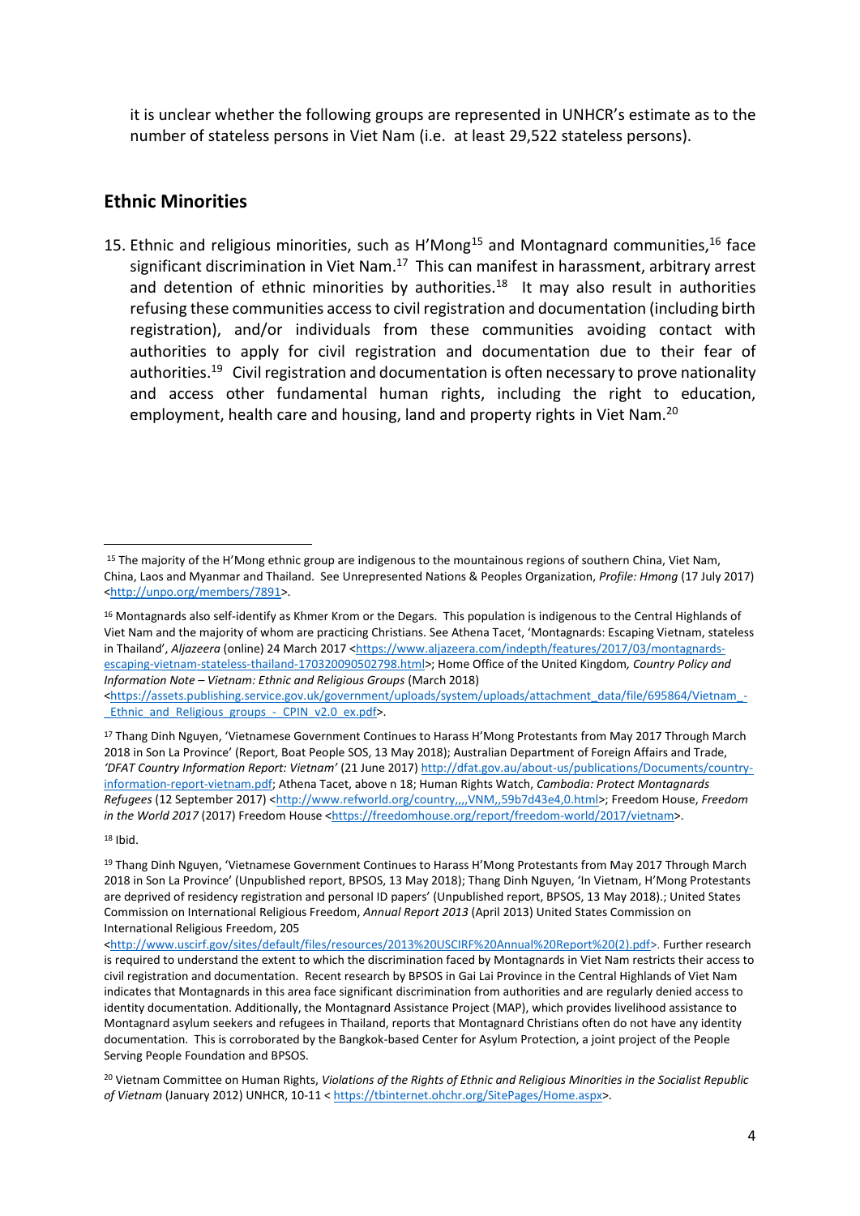it is unclear whether the following groups are represented in UNHCR's estimate as to the number of stateless persons in Viet Nam (i.e. at least 29,522 stateless persons).

## Ethnic Minorities

15. Ethnic and religious minorities, such as H'Mong[15] and Montagnard communities,[16] face significant discrimination in Viet Nam.[17] This can manifest in harassment, arbitrary arrest and detention of ethnic minorities by authorities.[18] It may also result in authorities refusing these communities access to civil registration and documentation (including birth registration), and/or individuals from these communities avoiding contact with authorities to apply for civil registration and documentation due to their fear of authorities.[19] Civil registration and documentation is often necessary to prove nationality and access other fundamental human rights, including the right to education, employment, health care and housing, land and property rights in Viet Nam.[20]

---

[15] The majority of the H'Mong ethnic group are indigenous to the mountainous regions of southern China, Viet Nam, China, Laos and Myanmar and Thailand. See Unrepresented Nations & Peoples Organization, *Profile: Hmong* (17 July 2017) <http://unpo.org/members/7891>.

[16] Montagnards also self-identify as Khmer Krom or the Degars. This population is indigenous to the Central Highlands of Viet Nam and the majority of whom are practicing Christians. See Athena Tacet, 'Montagnards: Escaping Vietnam, stateless in Thailand', *Aljazeera* (online) 24 March 2017 <https://www.aljazeera.com/indepth/features/2017/03/montagnards-escaping-vietnam-stateless-thailand-170320090502798.html>; Home Office of the United Kingdom*, Country Policy and Information Note – Vietnam: Ethnic and Religious Groups* (March 2018) <https://assets.publishing.service.gov.uk/government/uploads/system/uploads/attachment_data/file/695864/Vietnam_-_Ethnic_and_Religious_groups_-_CPIN_v2.0_ex.pdf>.

[17] Thang Dinh Nguyen, 'Vietnamese Government Continues to Harass H'Mong Protestants from May 2017 Through March 2018 in Son La Province' (Report, Boat People SOS, 13 May 2018); Australian Department of Foreign Affairs and Trade, *'DFAT Country Information Report: Vietnam'* (21 June 2017) http://dfat.gov.au/about-us/publications/Documents/country-information-report-vietnam.pdf; Athena Tacet, above n 18; Human Rights Watch, *Cambodia: Protect Montagnards Refugees* (12 September 2017) <http://www.refworld.org/country,,,,VNM,,59b7d43e4,0.html>; Freedom House, *Freedom in the World 2017* (2017) Freedom House <https://freedomhouse.org/report/freedom-world/2017/vietnam>.

[18] Ibid.

[19] Thang Dinh Nguyen, 'Vietnamese Government Continues to Harass H'Mong Protestants from May 2017 Through March 2018 in Son La Province' (Unpublished report, BPSOS, 13 May 2018); Thang Dinh Nguyen, 'In Vietnam, H'Mong Protestants are deprived of residency registration and personal ID papers' (Unpublished report, BPSOS, 13 May 2018).; United States Commission on International Religious Freedom, *Annual Report 2013* (April 2013) United States Commission on International Religious Freedom, 205 <http://www.uscirf.gov/sites/default/files/resources/2013%20USCIRF%20Annual%20Report%20(2).pdf>. Further research is required to understand the extent to which the discrimination faced by Montagnards in Viet Nam restricts their access to civil registration and documentation. Recent research by BPSOS in Gai Lai Province in the Central Highlands of Viet Nam indicates that Montagnards in this area face significant discrimination from authorities and are regularly denied access to identity documentation. Additionally, the Montagnard Assistance Project (MAP), which provides livelihood assistance to Montagnard asylum seekers and refugees in Thailand, reports that Montagnard Christians often do not have any identity documentation. This is corroborated by the Bangkok-based Center for Asylum Protection, a joint project of the People Serving People Foundation and BPSOS.

[20] Vietnam Committee on Human Rights, *Violations of the Rights of Ethnic and Religious Minorities in the Socialist Republic of Vietnam* (January 2012) UNHCR, 10-11 < https://tbinternet.ohchr.org/SitePages/Home.aspx>.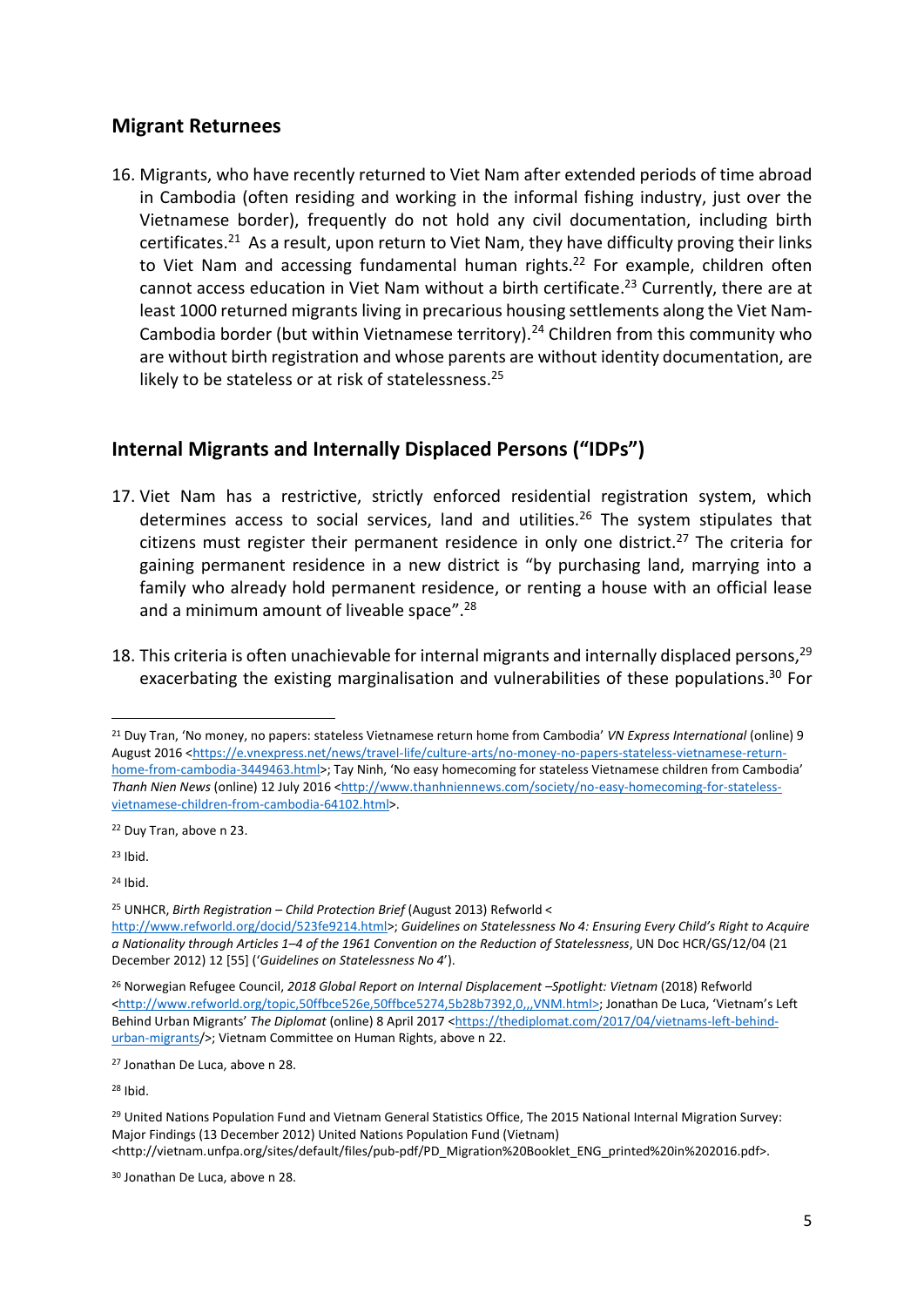## Migrant Returnees

16. Migrants, who have recently returned to Viet Nam after extended periods of time abroad in Cambodia (often residing and working in the informal fishing industry, just over the Vietnamese border), frequently do not hold any civil documentation, including birth certificates.[21] As a result, upon return to Viet Nam, they have difficulty proving their links to Viet Nam and accessing fundamental human rights.[22] For example, children often cannot access education in Viet Nam without a birth certificate.[23] Currently, there are at least 1000 returned migrants living in precarious housing settlements along the Viet Nam-Cambodia border (but within Vietnamese territory).[24] Children from this community who are without birth registration and whose parents are without identity documentation, are likely to be stateless or at risk of statelessness.[25]

## Internal Migrants and Internally Displaced Persons ("IDPs")

17. Viet Nam has a restrictive, strictly enforced residential registration system, which determines access to social services, land and utilities.[26] The system stipulates that citizens must register their permanent residence in only one district.[27] The criteria for gaining permanent residence in a new district is "by purchasing land, marrying into a family who already hold permanent residence, or renting a house with an official lease and a minimum amount of liveable space".[28]

18. This criteria is often unachievable for internal migrants and internally displaced persons,[29] exacerbating the existing marginalisation and vulnerabilities of these populations.[30] For

---

[21] Duy Tran, 'No money, no papers: stateless Vietnamese return home from Cambodia' *VN Express International* (online) 9 August 2016 <https://e.vnexpress.net/news/travel-life/culture-arts/no-money-no-papers-stateless-vietnamese-return-home-from-cambodia-3449463.html>; Tay Ninh, 'No easy homecoming for stateless Vietnamese children from Cambodia' *Thanh Nien News* (online) 12 July 2016 <http://www.thanhniennews.com/society/no-easy-homecoming-for-stateless-vietnamese-children-from-cambodia-64102.html>.

[22] Duy Tran, above n 23.

[23] Ibid.

[24] Ibid.

[25] UNHCR, *Birth Registration – Child Protection Brief* (August 2013) Refworld < http://www.refworld.org/docid/523fe9214.html>; *Guidelines on Statelessness No 4: Ensuring Every Child's Right to Acquire a Nationality through Articles 1–4 of the 1961 Convention on the Reduction of Statelessness*, UN Doc HCR/GS/12/04 (21 December 2012) 12 [55] ('*Guidelines on Statelessness No 4*').

[26] Norwegian Refugee Council, *2018 Global Report on Internal Displacement –Spotlight: Vietnam* (2018) Refworld <http://www.refworld.org/topic,50ffbce526e,50ffbce5274,5b28b7392,0,,,VNM.html>; Jonathan De Luca, 'Vietnam's Left Behind Urban Migrants' *The Diplomat* (online) 8 April 2017 <https://thediplomat.com/2017/04/vietnams-left-behind-urban-migrants/>; Vietnam Committee on Human Rights, above n 22.

[27] Jonathan De Luca, above n 28.

[28] Ibid.

[29] United Nations Population Fund and Vietnam General Statistics Office, The 2015 National Internal Migration Survey: Major Findings (13 December 2012) United Nations Population Fund (Vietnam) <http://vietnam.unfpa.org/sites/default/files/pub-pdf/PD_Migration%20Booklet_ENG_printed%20in%202016.pdf>.

[30] Jonathan De Luca, above n 28.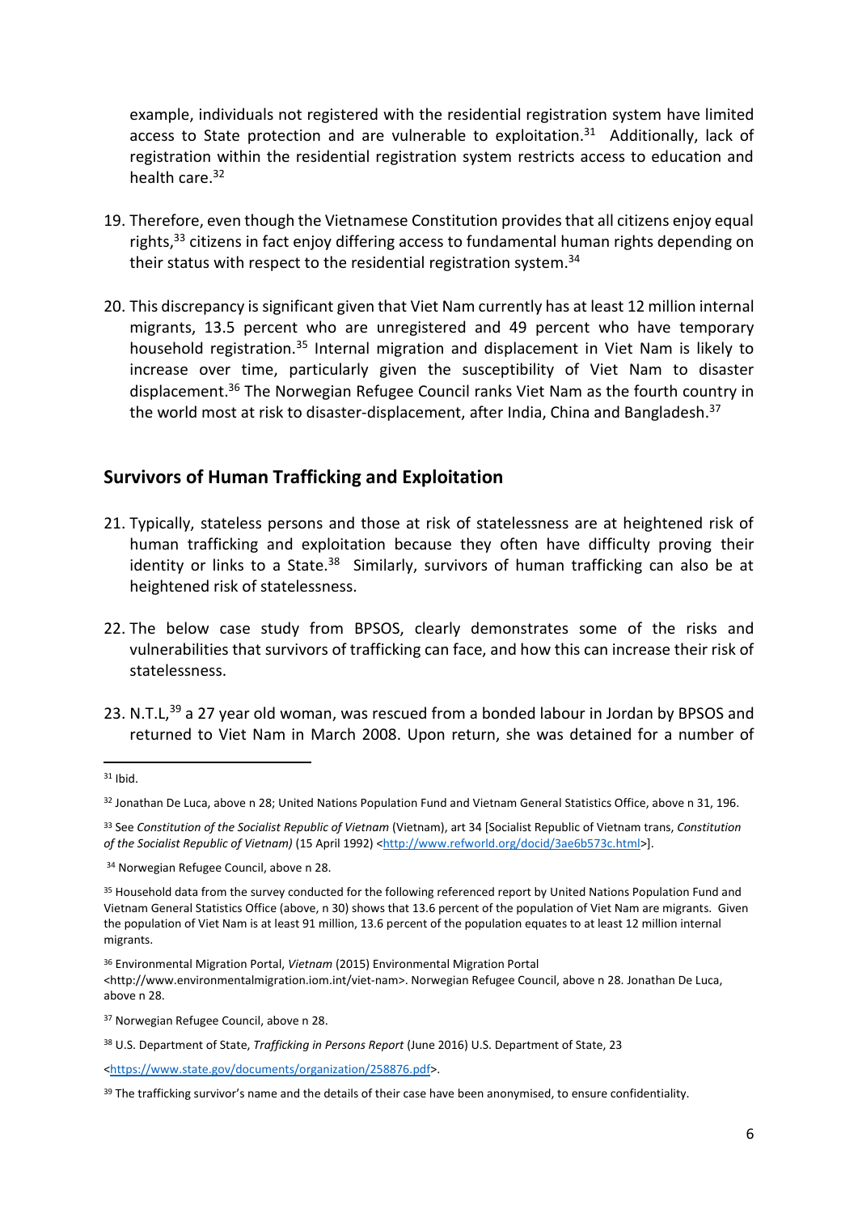example, individuals not registered with the residential registration system have limited access to State protection and are vulnerable to exploitation.[31] Additionally, lack of registration within the residential registration system restricts access to education and health care.[32]

19. Therefore, even though the Vietnamese Constitution provides that all citizens enjoy equal rights,[33] citizens in fact enjoy differing access to fundamental human rights depending on their status with respect to the residential registration system.[34]

20. This discrepancy is significant given that Viet Nam currently has at least 12 million internal migrants, 13.5 percent who are unregistered and 49 percent who have temporary household registration.[35] Internal migration and displacement in Viet Nam is likely to increase over time, particularly given the susceptibility of Viet Nam to disaster displacement.[36] The Norwegian Refugee Council ranks Viet Nam as the fourth country in the world most at risk to disaster-displacement, after India, China and Bangladesh.[37]

## Survivors of Human Trafficking and Exploitation

21. Typically, stateless persons and those at risk of statelessness are at heightened risk of human trafficking and exploitation because they often have difficulty proving their identity or links to a State.[38] Similarly, survivors of human trafficking can also be at heightened risk of statelessness.

22. The below case study from BPSOS, clearly demonstrates some of the risks and vulnerabilities that survivors of trafficking can face, and how this can increase their risk of statelessness.

23. N.T.L,[39] a 27 year old woman, was rescued from a bonded labour in Jordan by BPSOS and returned to Viet Nam in March 2008. Upon return, she was detained for a number of

---

[31] Ibid.

[32] Jonathan De Luca, above n 28; United Nations Population Fund and Vietnam General Statistics Office, above n 31, 196.

[33] See *Constitution of the Socialist Republic of Vietnam* (Vietnam), art 34 [Socialist Republic of Vietnam trans, *Constitution of the Socialist Republic of Vietnam)* (15 April 1992) <http://www.refworld.org/docid/3ae6b573c.html>].

[34] Norwegian Refugee Council, above n 28.

[35] Household data from the survey conducted for the following referenced report by United Nations Population Fund and Vietnam General Statistics Office (above, n 30) shows that 13.6 percent of the population of Viet Nam are migrants. Given the population of Viet Nam is at least 91 million, 13.6 percent of the population equates to at least 12 million internal migrants.

[36] Environmental Migration Portal, *Vietnam* (2015) Environmental Migration Portal <http://www.environmentalmigration.iom.int/viet-nam>. Norwegian Refugee Council, above n 28. Jonathan De Luca, above n 28.

[37] Norwegian Refugee Council, above n 28.

[38] U.S. Department of State, *Trafficking in Persons Report* (June 2016) U.S. Department of State, 23 <https://www.state.gov/documents/organization/258876.pdf>.

[39] The trafficking survivor's name and the details of their case have been anonymised, to ensure confidentiality.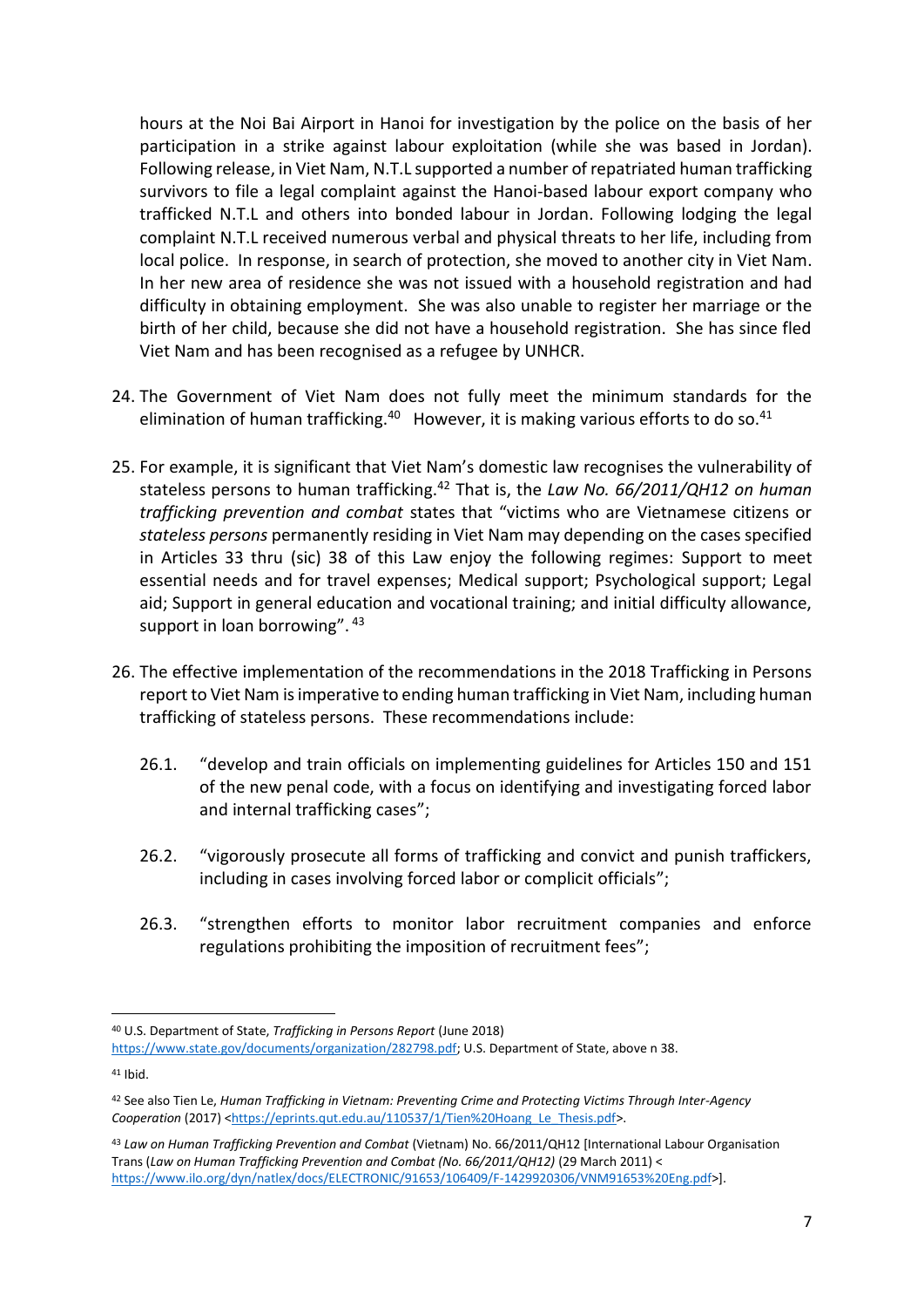hours at the Noi Bai Airport in Hanoi for investigation by the police on the basis of her participation in a strike against labour exploitation (while she was based in Jordan). Following release, in Viet Nam, N.T.L supported a number of repatriated human trafficking survivors to file a legal complaint against the Hanoi-based labour export company who trafficked N.T.L and others into bonded labour in Jordan. Following lodging the legal complaint N.T.L received numerous verbal and physical threats to her life, including from local police. In response, in search of protection, she moved to another city in Viet Nam. In her new area of residence she was not issued with a household registration and had difficulty in obtaining employment. She was also unable to register her marriage or the birth of her child, because she did not have a household registration. She has since fled Viet Nam and has been recognised as a refugee by UNHCR.

24. The Government of Viet Nam does not fully meet the minimum standards for the elimination of human trafficking.[40] However, it is making various efforts to do so.[41]

25. For example, it is significant that Viet Nam's domestic law recognises the vulnerability of stateless persons to human trafficking.[42] That is, the *Law No. 66/2011/QH12 on human trafficking prevention and combat* states that "victims who are Vietnamese citizens or *stateless persons* permanently residing in Viet Nam may depending on the cases specified in Articles 33 thru (sic) 38 of this Law enjoy the following regimes: Support to meet essential needs and for travel expenses; Medical support; Psychological support; Legal aid; Support in general education and vocational training; and initial difficulty allowance, support in loan borrowing".[43]

26. The effective implementation of the recommendations in the 2018 Trafficking in Persons report to Viet Nam is imperative to ending human trafficking in Viet Nam, including human trafficking of stateless persons. These recommendations include:

    26.1. "develop and train officials on implementing guidelines for Articles 150 and 151 of the new penal code, with a focus on identifying and investigating forced labor and internal trafficking cases";

    26.2. "vigorously prosecute all forms of trafficking and convict and punish traffickers, including in cases involving forced labor or complicit officials";

    26.3. "strengthen efforts to monitor labor recruitment companies and enforce regulations prohibiting the imposition of recruitment fees";

---

[40] U.S. Department of State, *Trafficking in Persons Report* (June 2018) https://www.state.gov/documents/organization/282798.pdf; U.S. Department of State, above n 38.

[41] Ibid.

[42] See also Tien Le, *Human Trafficking in Vietnam: Preventing Crime and Protecting Victims Through Inter-Agency Cooperation* (2017) <https://eprints.qut.edu.au/110537/1/Tien%20Hoang_Le_Thesis.pdf>.

[43] *Law on Human Trafficking Prevention and Combat* (Vietnam) No. 66/2011/QH12 [International Labour Organisation Trans (*Law on Human Trafficking Prevention and Combat (No. 66/2011/QH12)* (29 March 2011) < https://www.ilo.org/dyn/natlex/docs/ELECTRONIC/91653/106409/F-1429920306/VNM91653%20Eng.pdf>].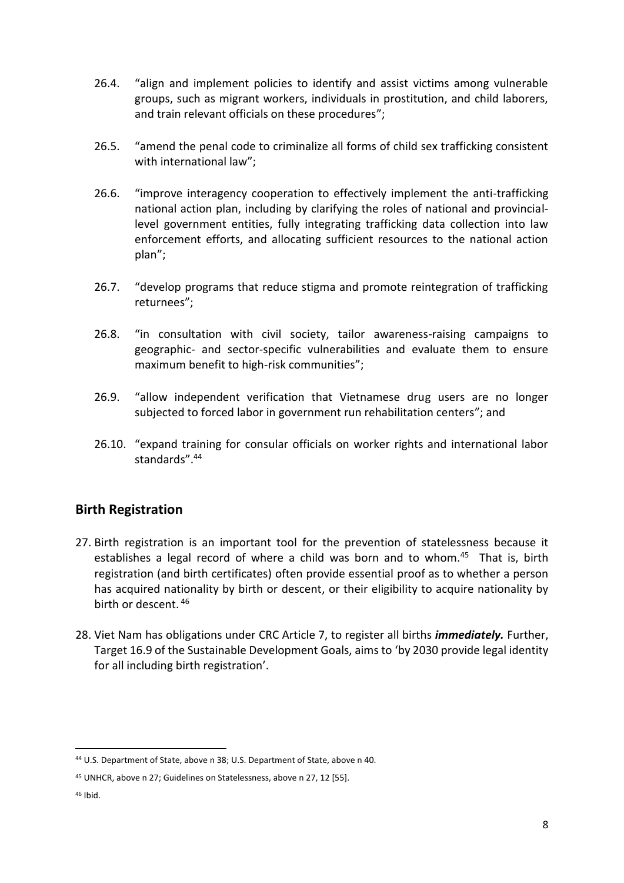26.4. "align and implement policies to identify and assist victims among vulnerable groups, such as migrant workers, individuals in prostitution, and child laborers, and train relevant officials on these procedures";

26.5. "amend the penal code to criminalize all forms of child sex trafficking consistent with international law";

26.6. "improve interagency cooperation to effectively implement the anti-trafficking national action plan, including by clarifying the roles of national and provincial-level government entities, fully integrating trafficking data collection into law enforcement efforts, and allocating sufficient resources to the national action plan";

26.7. "develop programs that reduce stigma and promote reintegration of trafficking returnees";

26.8. "in consultation with civil society, tailor awareness-raising campaigns to geographic- and sector-specific vulnerabilities and evaluate them to ensure maximum benefit to high-risk communities";

26.9. "allow independent verification that Vietnamese drug users are no longer subjected to forced labor in government run rehabilitation centers"; and

26.10. "expand training for consular officials on worker rights and international labor standards".[44]

## Birth Registration

27. Birth registration is an important tool for the prevention of statelessness because it establishes a legal record of where a child was born and to whom.[45] That is, birth registration (and birth certificates) often provide essential proof as to whether a person has acquired nationality by birth or descent, or their eligibility to acquire nationality by birth or descent.[46]

28. Viet Nam has obligations under CRC Article 7, to register all births ***immediately.*** Further, Target 16.9 of the Sustainable Development Goals, aims to 'by 2030 provide legal identity for all including birth registration'.

---

[44] U.S. Department of State, above n 38; U.S. Department of State, above n 40.

[45] UNHCR, above n 27; Guidelines on Statelessness, above n 27, 12 [55].

[46] Ibid.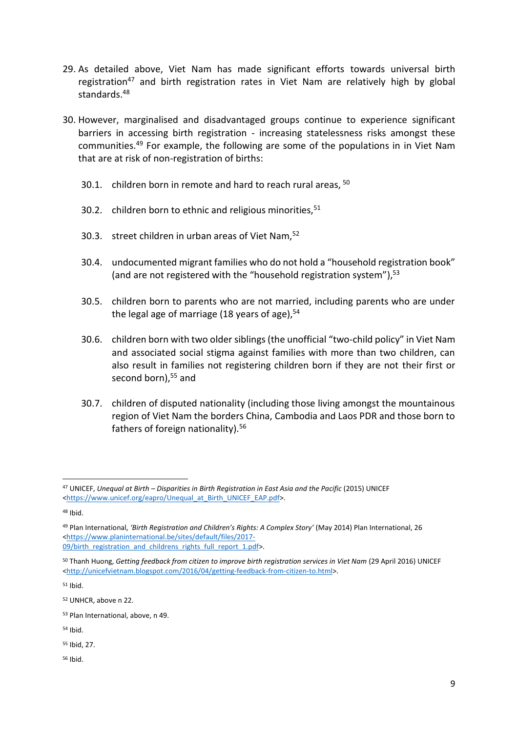29. As detailed above, Viet Nam has made significant efforts towards universal birth registration[47] and birth registration rates in Viet Nam are relatively high by global standards.[48]

30. However, marginalised and disadvantaged groups continue to experience significant barriers in accessing birth registration - increasing statelessness risks amongst these communities.[49] For example, the following are some of the populations in in Viet Nam that are at risk of non-registration of births:

    30.1. children born in remote and hard to reach rural areas, [50]

    30.2. children born to ethnic and religious minorities,[51]

    30.3. street children in urban areas of Viet Nam,[52]

    30.4. undocumented migrant families who do not hold a "household registration book" (and are not registered with the "household registration system"),[53]

    30.5. children born to parents who are not married, including parents who are under the legal age of marriage (18 years of age),[54]

    30.6. children born with two older siblings (the unofficial "two-child policy" in Viet Nam and associated social stigma against families with more than two children, can also result in families not registering children born if they are not their first or second born),[55] and

    30.7. children of disputed nationality (including those living amongst the mountainous region of Viet Nam the borders China, Cambodia and Laos PDR and those born to fathers of foreign nationality).[56]

---

[47] UNICEF, *Unequal at Birth – Disparities in Birth Registration in East Asia and the Pacific* (2015) UNICEF <https://www.unicef.org/eapro/Unequal_at_Birth_UNICEF_EAP.pdf>.

[48] Ibid.

[49] Plan International, *'Birth Registration and Children's Rights: A Complex Story'* (May 2014) Plan International, 26 <https://www.planinternational.be/sites/default/files/2017-09/birth_registration_and_childrens_rights_full_report_1.pdf>.

[50] Thanh Huong, *Getting feedback from citizen to improve birth registration services in Viet Nam* (29 April 2016) UNICEF <http://unicefvietnam.blogspot.com/2016/04/getting-feedback-from-citizen-to.html>.

[51] Ibid.

[52] UNHCR, above n 22.

[53] Plan International, above, n 49.

[54] Ibid.

[55] Ibid, 27.

[56] Ibid.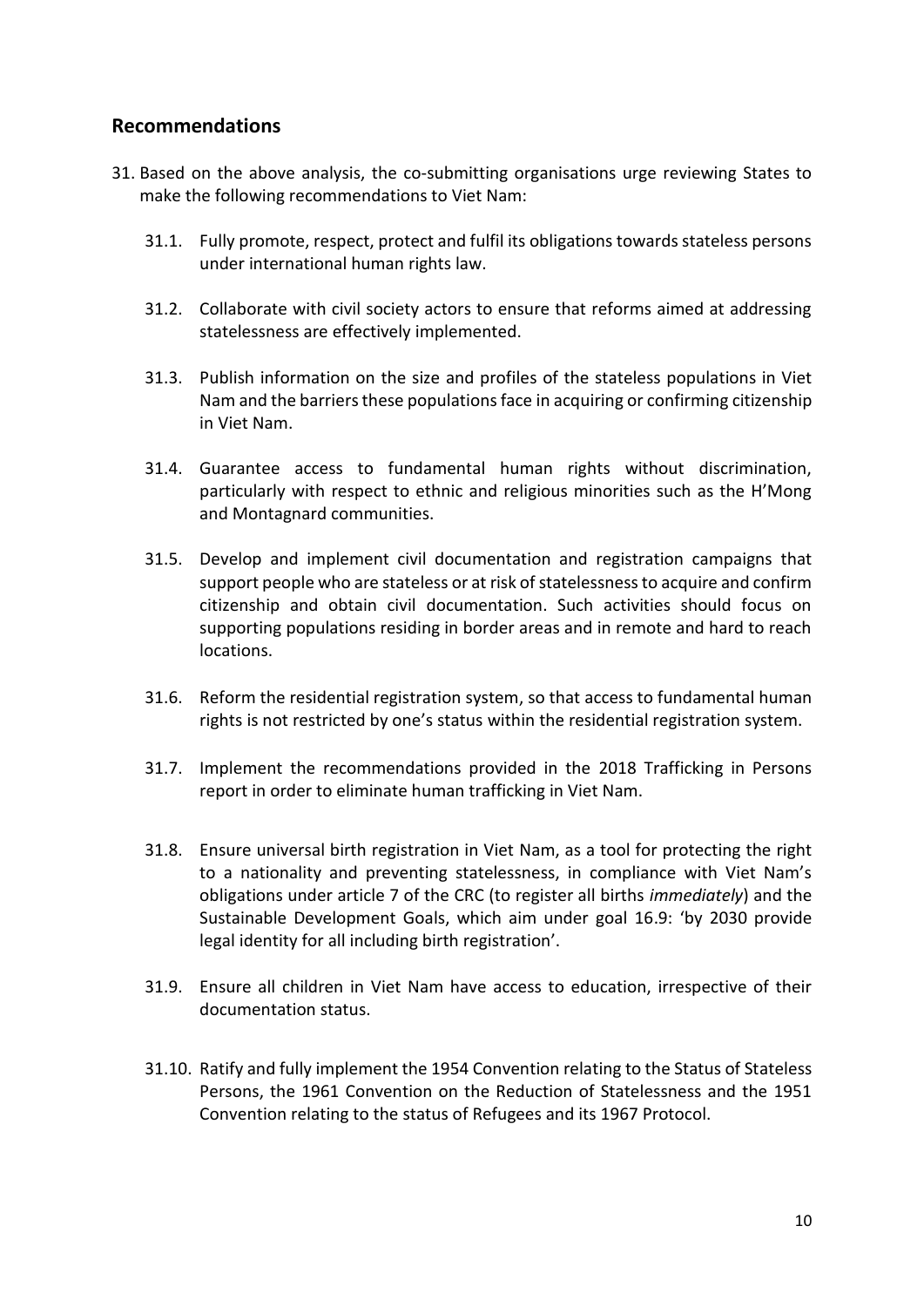## Recommendations

31. Based on the above analysis, the co-submitting organisations urge reviewing States to make the following recommendations to Viet Nam:

    31.1. Fully promote, respect, protect and fulfil its obligations towards stateless persons under international human rights law.

    31.2. Collaborate with civil society actors to ensure that reforms aimed at addressing statelessness are effectively implemented.

    31.3. Publish information on the size and profiles of the stateless populations in Viet Nam and the barriers these populations face in acquiring or confirming citizenship in Viet Nam.

    31.4. Guarantee access to fundamental human rights without discrimination, particularly with respect to ethnic and religious minorities such as the H'Mong and Montagnard communities.

    31.5. Develop and implement civil documentation and registration campaigns that support people who are stateless or at risk of statelessness to acquire and confirm citizenship and obtain civil documentation. Such activities should focus on supporting populations residing in border areas and in remote and hard to reach locations.

    31.6. Reform the residential registration system, so that access to fundamental human rights is not restricted by one's status within the residential registration system.

    31.7. Implement the recommendations provided in the 2018 Trafficking in Persons report in order to eliminate human trafficking in Viet Nam.

    31.8. Ensure universal birth registration in Viet Nam, as a tool for protecting the right to a nationality and preventing statelessness, in compliance with Viet Nam's obligations under article 7 of the CRC (to register all births *immediately*) and the Sustainable Development Goals, which aim under goal 16.9: 'by 2030 provide legal identity for all including birth registration'.

    31.9. Ensure all children in Viet Nam have access to education, irrespective of their documentation status.

    31.10. Ratify and fully implement the 1954 Convention relating to the Status of Stateless Persons, the 1961 Convention on the Reduction of Statelessness and the 1951 Convention relating to the status of Refugees and its 1967 Protocol.